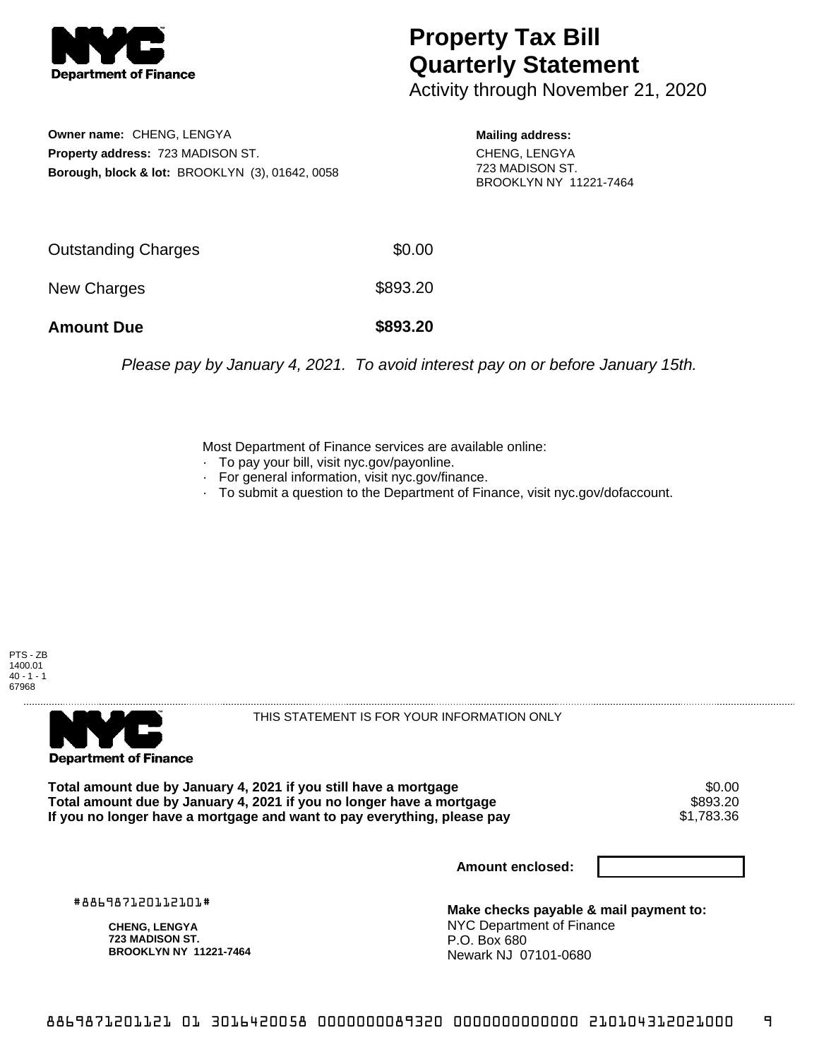# Property Tax Bill Quarterly Statement

Activity through November 21, 2020

**Owner name:** CHENG, LENGYA
**Property address:** 723 MADISON ST.
**Borough, block & lot:** BROOKLYN (3), 01642, 0058

**Mailing address:**
CHENG, LENGYA
723 MADISON ST.
BROOKLYN NY 11221-7464

| | |
|---|---|
| Outstanding Charges | $0.00 |
| New Charges | $893.20 |
| **Amount Due** | **$893.20** |

*Please pay by January 4, 2021. To avoid interest pay on or before January 15th.*

Most Department of Finance services are available online:
- To pay your bill, visit nyc.gov/payonline.
- For general information, visit nyc.gov/finance.
- To submit a question to the Department of Finance, visit nyc.gov/dofaccount.

PTS - ZB
1400.01
40 - 1 - 1
67968

THIS STATEMENT IS FOR YOUR INFORMATION ONLY

| | |
|---|---|
| **Total amount due by January 4, 2021 if you still have a mortgage** | $0.00 |
| **Total amount due by January 4, 2021 if you no longer have a mortgage** | $893.20 |
| **If you no longer have a mortgage and want to pay everything, please pay** | $1,783.36 |

**Amount enclosed:**

#886987120112101#

**CHENG, LENGYA**
**723 MADISON ST.**
**BROOKLYN NY 11221-7464**

**Make checks payable & mail payment to:**
NYC Department of Finance
P.O. Box 680
Newark NJ 07101-0680

8869871201121 01 3016420058 0000000089320 0000000000000 210104312021000 9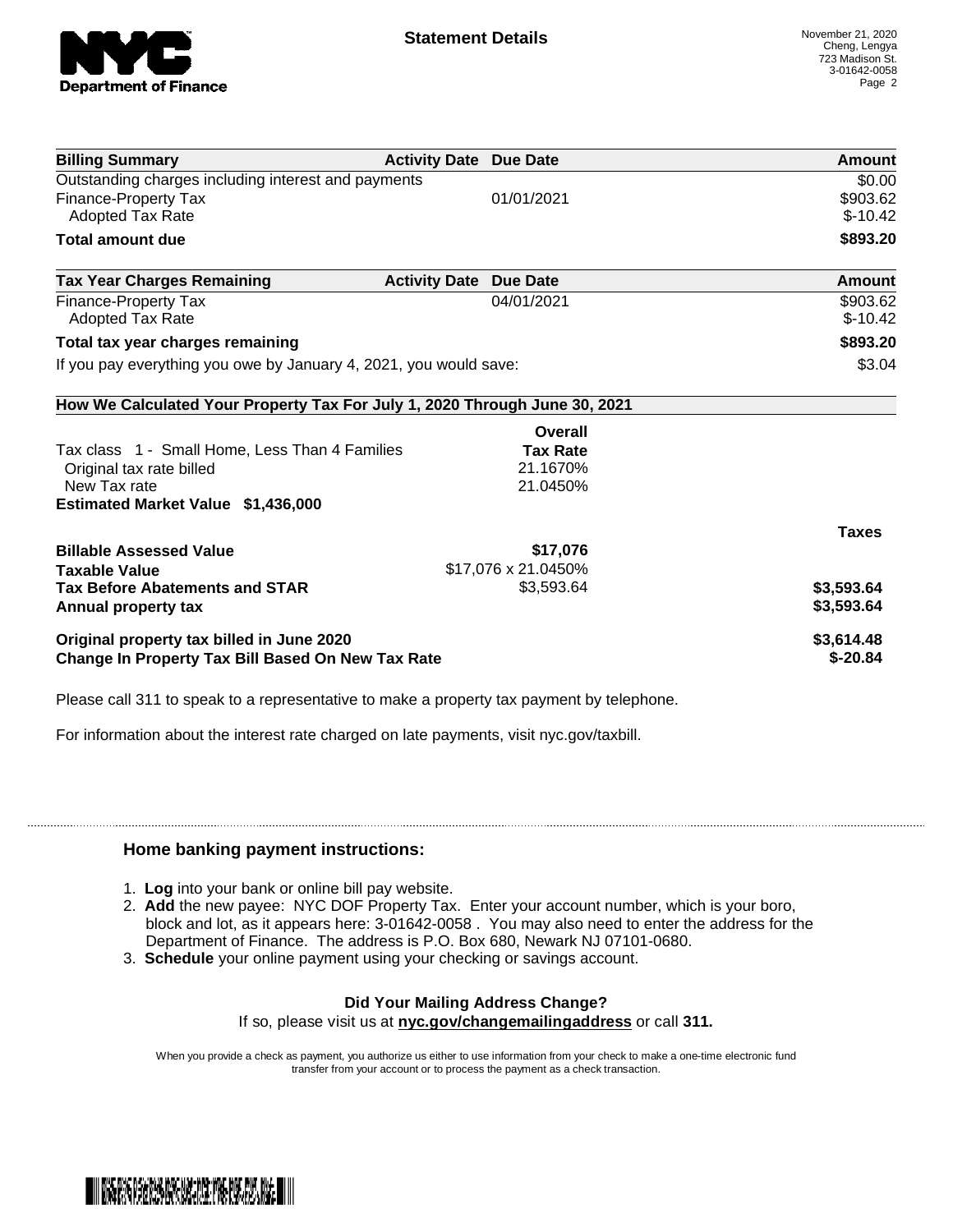**Statement Details**

November 21, 2020
Cheng, Lengya
723 Madison St.
3-01642-0058

| Billing Summary | Activity Date | Due Date | Amount |
|---|---|---|---|
| Outstanding charges including interest and payments | | | $0.00 |
| Finance-Property Tax | | 01/01/2021 | $903.62 |
| Adopted Tax Rate | | | $-10.42 |
| **Total amount due** | | | **$893.20** |

| Tax Year Charges Remaining | Activity Date | Due Date | Amount |
|---|---|---|---|
| Finance-Property Tax | | 04/01/2021 | $903.62 |
| Adopted Tax Rate | | | $-10.42 |
| **Total tax year charges remaining** | | | **$893.20** |
| If you pay everything you owe by January 4, 2021, you would save: | | | $3.04 |

**How We Calculated Your Property Tax For July 1, 2020 Through June 30, 2021**

| | Overall Tax Rate | Taxes |
|---|---|---|
| Tax class 1 - Small Home, Less Than 4 Families | | |
| Original tax rate billed | 21.1670% | |
| New Tax rate | 21.0450% | |
| **Estimated Market Value $1,436,000** | | |
| **Billable Assessed Value** | **$17,076** | |
| **Taxable Value** | $17,076 x 21.0450% | |
| **Tax Before Abatements and STAR** | $3,593.64 | **$3,593.64** |
| **Annual property tax** | | **$3,593.64** |
| **Original property tax billed in June 2020** | | **$3,614.48** |
| **Change In Property Tax Bill Based On New Tax Rate** | | **$-20.84** |

Please call 311 to speak to a representative to make a property tax payment by telephone.

For information about the interest rate charged on late payments, visit nyc.gov/taxbill.

### Home banking payment instructions:

1. **Log** into your bank or online bill pay website.
2. **Add** the new payee: NYC DOF Property Tax. Enter your account number, which is your boro, block and lot, as it appears here: 3-01642-0058 . You may also need to enter the address for the Department of Finance. The address is P.O. Box 680, Newark NJ 07101-0680.
3. **Schedule** your online payment using your checking or savings account.

**Did Your Mailing Address Change?**
If so, please visit us at **nyc.gov/changemailingaddress** or call **311.**

When you provide a check as payment, you authorize us either to use information from your check to make a one-time electronic fund transfer from your account or to process the payment as a check transaction.